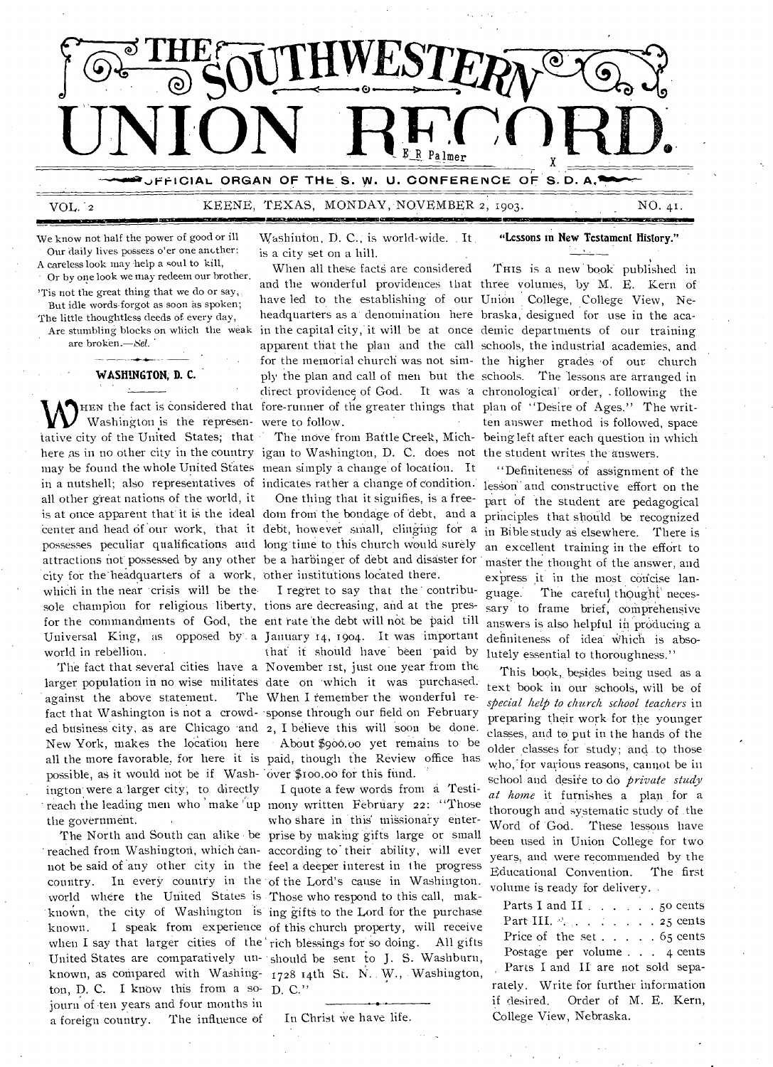# THE SOUTHWESTERN UNION RECORD.

OFFICIAL ORGAN OF THE S. W. U. CONFERENCE OF S. D. A.

VOL. 2 — KEENE, TEXAS, MONDAY, NOVEMBER 2, 1903. — NO. 41.

We know not half the power of good or ill
Our daily lives possess o'er one another:
A careless look may help a soul to kill,
Or by one look we may redeem our brother.
'Tis not the great thing that we do or say,
But idle words forgot as soon as spoken;
The little thoughtless deeds of every day,
Are stumbling blocks on which the weak are broken.—*Sel.*

## WASHINGTON, D. C.

When the fact is considered that Washington is the representative city of the United States; that here as in no other city in the country may be found the whole United States in a nutshell; also representatives of all other great nations of the world, it is at once apparent that it is the ideal center and head of our work, that it possesses peculiar qualifications and attractions not possessed by any other city for the headquarters of a work, which in the near crisis will be the sole champion for religious liberty, for the commandments of God, the Universal King, as opposed by a world in rebellion.

The fact that several cities have a larger population in no wise militates against the above statement. The fact that Washington is not a crowded business city, as are Chicago and New York, makes the location here all the more favorable, for here it is possible, as it would not be if Washington were a larger city, to directly reach the leading men who make up the government.

The North and South can alike be reached from Washington, which cannot be said of any other city in the country. In every country in the world where the United States is known, the city of Washington is known. I speak from experience when I say that larger cities of the United States are comparatively unknown, as compared with Washington, D. C. I know this from a sojourn of ten years and four months in a foreign country. The influence of Washinton, D. C., is world-wide. It is a city set on a hill.

When all these facts are considered and the wonderful providences that have led to the establishing of our headquarters as a denomination here in the capital city, it will be at once apparent that the plan and the call for the memorial church was not simply the plan and call of men but the direct providence of God. It was a fore-runner of the greater things that were to follow.

The move from Battle Creek, Michigan to Washington, D. C. does not mean simply a change of location. It indicates rather a change of condition.

One thing that it signifies, is a freedom from the bondage of debt, and a debt, however small, clinging for a long time to this church would surely be a harbinger of debt and disaster for other institutions located there.

I regret to say that the contributions are decreasing, and at the present rate the debt will not be paid till January 14, 1904. It was important that it should have been paid by November 1st, just one year from the date on which it was purchased. When I remember the wonderful response through our field on February 2, I believe this will soon be done. About $900.00 yet remains to be paid, though the Review office has over $100.00 for this fund.

I quote a few words from a Testimony written February 22: "Those who share in this missionary enterprise by making gifts large or small according to their ability, will ever feel a deeper interest in the progress of the Lord's cause in Washington. Those who respond to this call, making gifts to the Lord for the purchase of this church property, will receive rich blessings for so doing. All gifts should be sent to J. S. Washburn, 1728 14th St. N. W., Washington, D. C."

In Christ we have life.

## "Lessons in New Testament History."

This is a new book published in three volumes, by M. E. Kern of Union College, College View, Nebraska, designed for use in the academic departments of our training schools, the industrial academies, and the higher grades of our church schools. The lessons are arranged in chronological order, following the plan of "Desire of Ages." The written answer method is followed, space being left after each question in which the student writes the answers.

"Definiteness of assignment of the lesson and constructive effort on the part of the student are pedagogical principles that should be recognized in Bible study as elsewhere. There is an excellent training in the effort to master the thought of the answer, and express it in the most concise language. The careful thought necessary to frame brief, comprehensive answers is also helpful in producing a definiteness of idea which is absolutely essential to thoroughness."

This book, besides being used as a text book in our schools, will be of *special help to church school teachers* in preparing their work for the younger classes, and to put in the hands of the older classes for study; and to those who, for various reasons, cannot be in school and desire to do *private study at home* it furnishes a plan for a thorough and systematic study of the Word of God. These lessons have been used in Union College for two years, and were recommended by the Educational Convention. The first volume is ready for delivery.

Parts I and II . . . . . . 50 cents
Part III. . . . . . . . 25 cents
Price of the set . . . . . 65 cents
Postage per volume . . . 4 cents
Parts I and II are not sold separately. Write for further information if desired. Order of M. E. Kern, College View, Nebraska.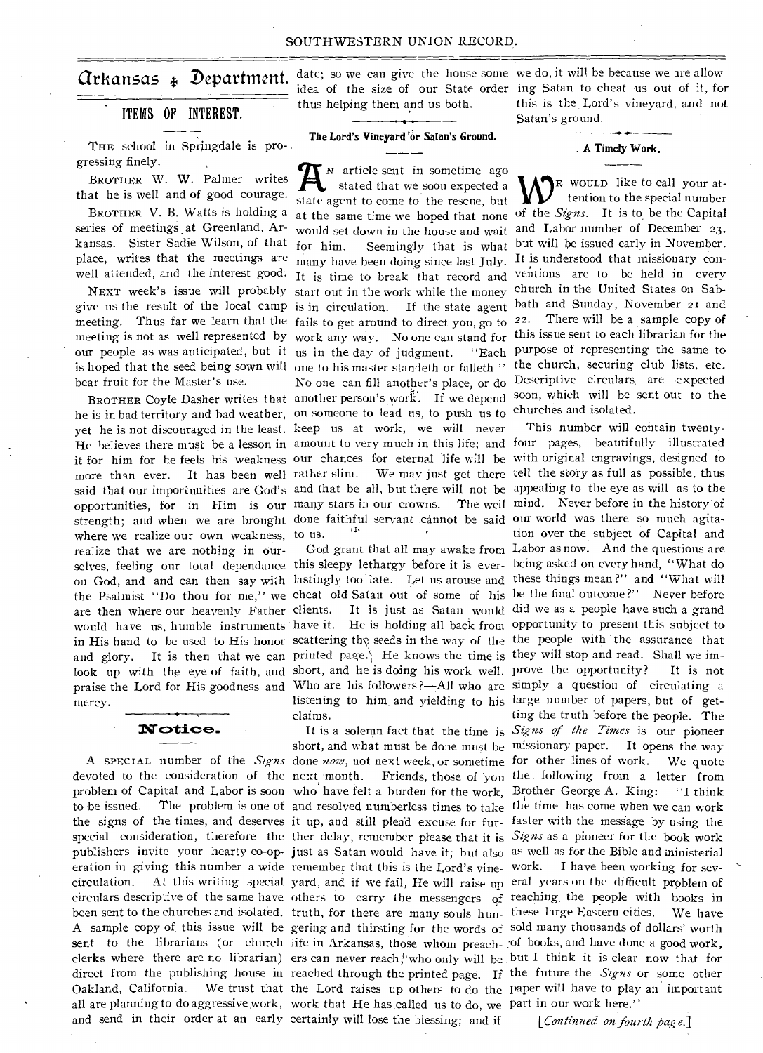# Arkansas Department.

## ITEMS OF INTEREST.

THE school in Springdale is progressing finely.

BROTHER W. W. Palmer writes that he is well and of good courage.

BROTHER V. B. Watts is holding a series of meetings at Greenland, Arkansas. Sister Sadie Wilson, of that place, writes that the meetings are well attended, and the interest good.

NEXT week's issue will probably give us the result of the local camp meeting. Thus far we learn that the meeting is not as well represented by our people as was anticipated, but it is hoped that the seed being sown will bear fruit for the Master's use.

BROTHER Coyle Dasher writes that he is in bad territory and bad weather, yet he is not discouraged in the least. He believes there must be a lesson in it for him for he feels his weakness more than ever. It has been well said that our importunities are God's opportunities, for in Him is our strength; and when we are brought where we realize our own weakness, realize that we are nothing in ourselves, feeling our total dependance on God, and and can then say with the Psalmist "Do thou for me," we are then where our heavenly Father would have us, humble instruments in His hand to be used to His honor and glory. It is then that we can look up with the eye of faith, and praise the Lord for His goodness and mercy.

## Notice.

A SPECIAL number of the *Signs* devoted to the consideration of the problem of Capital and Labor is soon to be issued. The problem is one of the signs of the times, and deserves special consideration, therefore the publishers invite your hearty co-operation in giving this number a wide circulation. At this writing special circulars descriptive of the same have been sent to the churches and isolated. A sample copy of this issue will be sent to the librarians (or church clerks where there are no librarian) direct from the publishing house in Oakland, California. We trust that all are planning to do aggressive work, and send in their order at an early date; so we can give the house some idea of the size of our State order thus helping them and us both.

## The Lord's Vineyard or Satan's Ground.

AN article sent in sometime ago stated that we soon expected a state agent to come to the rescue, but at the same time we hoped that none would set down in the house and wait for him. Seemingly that is what many have been doing since last July. It is time to break that record and start out in the work while the money is in circulation. If the state agent fails to get around to direct you, go to work any way. No one can stand for us in the day of judgment. "Each one to his master standeth or falleth." No one can fill another's place, or do another person's work. If we depend on someone to lead us, to push us to keep us at work, we will never amount to very much in this life; and our chances for eternal life will be rather slim. We may just get there and that be all, but there will not be many stars in our crowns. The well done faithful servant cannot be said to us.

God grant that all may awake from this sleepy lethargy before it is everlastingly too late. Let us arouse and cheat old Satan out of some of his clients. It is just as Satan would have it. He is holding all back from scattering the seeds in the way of the printed page. He knows the time is short, and he is doing his work well. Who are his followers?—All who are listening to him and yielding to his claims.

It is a solemn fact that the time is short, and what must be done must be done *now*, not next week, or sometime next month. Friends, those of you who have felt a burden for the work, and resolved numberless times to take it up, and still plead excuse for further delay, remember please that it is just as Satan would have it; but also remember that this is the Lord's vineyard, and if we fail, He will raise up others to carry the messengers of truth, for there are many souls hungering and thirsting for the words of life in Arkansas, those whom preachers can never reach, who only will be reached through the printed page. If the Lord raises up others to do the work that He has called us to do, we certainly will lose the blessing; and if we do, it will be because we are allowing Satan to cheat us out of it, for this is the Lord's vineyard, and not Satan's ground.

## A Timely Work.

WE WOULD like to call your attention to the special number of the *Signs*. It is to be the Capital and Labor number of December 23, but will be issued early in November. It is understood that missionary conventions are to be held in every church in the United States on Sabbath and Sunday, November 21 and 22. There will be a sample copy of this issue sent to each librarian for the purpose of representing the same to the church, securing club lists, etc. Descriptive circulars are expected soon, which will be sent out to the churches and isolated.

This number will contain twenty-four pages, beautifully illustrated with original engravings, designed to tell the story as full as possible, thus appealing to the eye as will as to the mind. Never before in the history of our world was there so much agitation over the subject of Capital and Labor as now. And the questions are being asked on every hand, "What do these things mean?" and "What will be the final outcome?" Never before did we as a people have such a grand opportunity to present this subject to the people with the assurance that they will stop and read. Shall we improve the opportunity? It is not simply a question of circulating a large number of papers, but of getting the truth before the people. The *Signs of the Times* is our pioneer missionary paper. It opens the way for other lines of work. We quote the following from a letter from Brother George A. King: "I think the time has come when we can work faster with the message by using the *Signs* as a pioneer for the book work as well as for the Bible and ministerial work. I have been working for several years on the difficult problem of reaching the people with books in these large Eastern cities. We have sold many thousands of dollars' worth of books, and have done a good work, but I think it is clear now that for the future the *Signs* or some other paper will have to play an important part in our work here."

[*Continued on fourth page.*]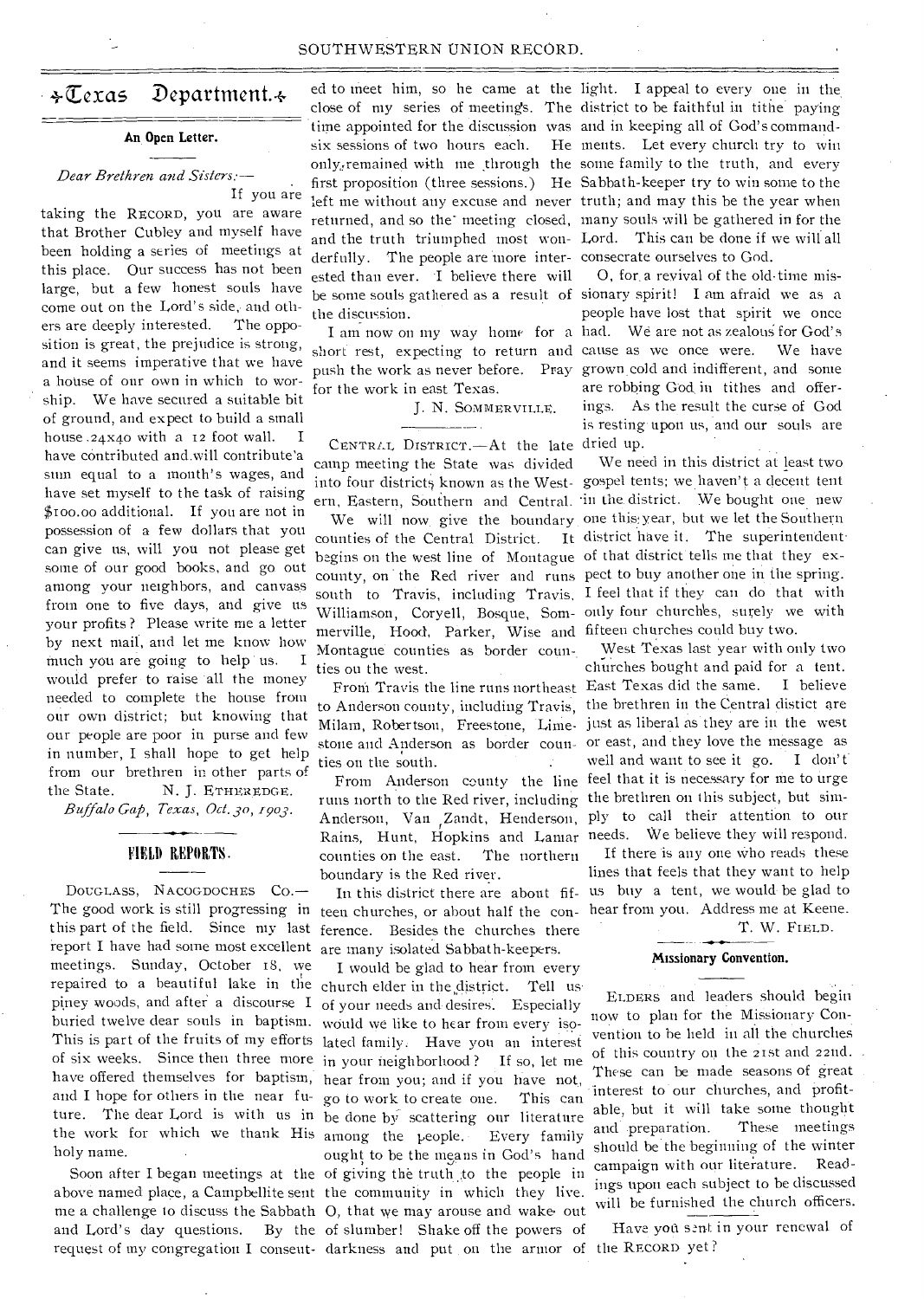# Texas Department.

## An Open Letter.

*Dear Brethren and Sisters:—*

If you are taking the RECORD, you are aware that Brother Cubley and myself have been holding a series of meetings at this place. Our success has not been large, but a few honest souls have come out on the Lord's side, and others are deeply interested. The opposition is great, the prejudice is strong, and it seems imperative that we have a house of our own in which to worship. We have secured a suitable bit of ground, and expect to build a small house 24x40 with a 12 foot wall. I have contributed and will contribute a sum equal to a month's wages, and have set myself to the task of raising $100.00 additional. If you are not in possession of a few dollars that you can give us, will you not please get some of our good books, and go out among your neighbors, and canvass from one to five days, and give us your profits? Please write me a letter by next mail, and let me know how much you are going to help us. I would prefer to raise all the money needed to complete the house from our own district; but knowing that our people are poor in purse and few in number, I shall hope to get help from our brethren in other parts of the State.

N. J. ETHEREDGE.

*Buffalo Gap, Texas, Oct. 30, 1903.*

## FIELD REPORTS.

DOUGLASS, NACOGDOCHES CO.—The good work is still progressing in this part of the field. Since my last report I have had some most excellent meetings. Sunday, October 18, we repaired to a beautiful lake in the piney woods, and after a discourse I buried twelve dear souls in baptism. This is part of the fruits of my efforts of six weeks. Since then three more have offered themselves for baptism, and I hope for others in the near future. The dear Lord is with us in the work for which we thank His holy name.

Soon after I began meetings at the above named place, a Campbellite sent me a challenge to discuss the Sabbath and Lord's day questions. By the request of my congregation I consented to meet him, so he came at the close of my series of meetings. The time appointed for the discussion was six sessions of two hours each. He only remained with me through the first proposition (three sessions.) He left me without any excuse and never returned, and so the meeting closed, and the truth triumphed most wonderfully. The people are more interested than ever. I believe there will be some souls gathered as a result of the discussion.

I am now on my way home for a short rest, expecting to return and push the work as never before. Pray for the work in east Texas.

J. N. SOMMERVILLE.

CENTRAL DISTRICT.—At the late camp meeting the State was divided into four districts known as the Western, Eastern, Southern and Central.

We will now give the boundary counties of the Central District. It begins on the west line of Montague county, on the Red river and runs south to Travis, including Travis, Williamson, Coryell, Bosque, Sommerville, Hood, Parker, Wise and Montague counties as border counties on the west.

From Travis the line runs northeast to Anderson county, including Travis, Milam, Robertson, Freestone, Limestone and Anderson as border counties on the south.

From Anderson county the line runs north to the Red river, including Anderson, Van Zandt, Henderson, Rains, Hunt, Hopkins and Lamar counties on the east. The northern boundary is the Red river.

In this district there are about fifteen churches, or about half the conference. Besides the churches there are many isolated Sabbath-keepers.

I would be glad to hear from every church elder in the district. Tell us of your needs and desires. Especially would we like to hear from every isolated family. Have you an interest in your neighborhood? If so, let me hear from you; and if you have not, go to work to create one. This can be done by scattering our literature among the people. Every family ought to be the means in God's hand of giving the truth to the people in the community in which they live. O, that we may arouse and wake out of slumber! Shake off the powers of darkness and put on the armor of light. I appeal to every one in the district to be faithful in tithe paying and in keeping all of God's commandments. Let every church try to win some family to the truth, and every Sabbath-keeper try to win some to the truth; and may this be the year when many souls will be gathered in for the Lord. This can be done if we will all consecrate ourselves to God.

O, for a revival of the old-time missionary spirit! I am afraid we as a people have lost that spirit we once had. We are not as zealous for God's cause as we once were. We have grown cold and indifferent, and some are robbing God in tithes and offerings. As the result the curse of God is resting upon us, and our souls are dried up.

We need in this district at least two gospel tents; we haven't a decent tent in the district. We bought one new one this year, but we let the Southern district have it. The superintendent of that district tells me that they expect to buy another one in the spring. I feel that if they can do that with only four churches, surely we with fifteen churches could buy two.

West Texas last year with only two churches bought and paid for a tent. East Texas did the same. I believe the brethren in the Central distict are just as liberal as they are in the west or east, and they love the message as well and want to see it go. I don't feel that it is necessary for me to urge the brethren on this subject, but simply to call their attention to our needs. We believe they will respond.

If there is any one who reads these lines that feels that they want to help us buy a tent, we would be glad to hear from you. Address me at Keene.

T. W. FIELD.

## Missionary Convention.

ELDERS and leaders should begin now to plan for the Missionary Convention to be held in all the churches of this country on the 21st and 22nd. These can be made seasons of great interest to our churches, and profitable, but it will take some thought and preparation. These meetings should be the beginning of the winter campaign with our literature. Readings upon each subject to be discussed will be furnished the church officers.

Have you sent in your renewal of the RECORD yet?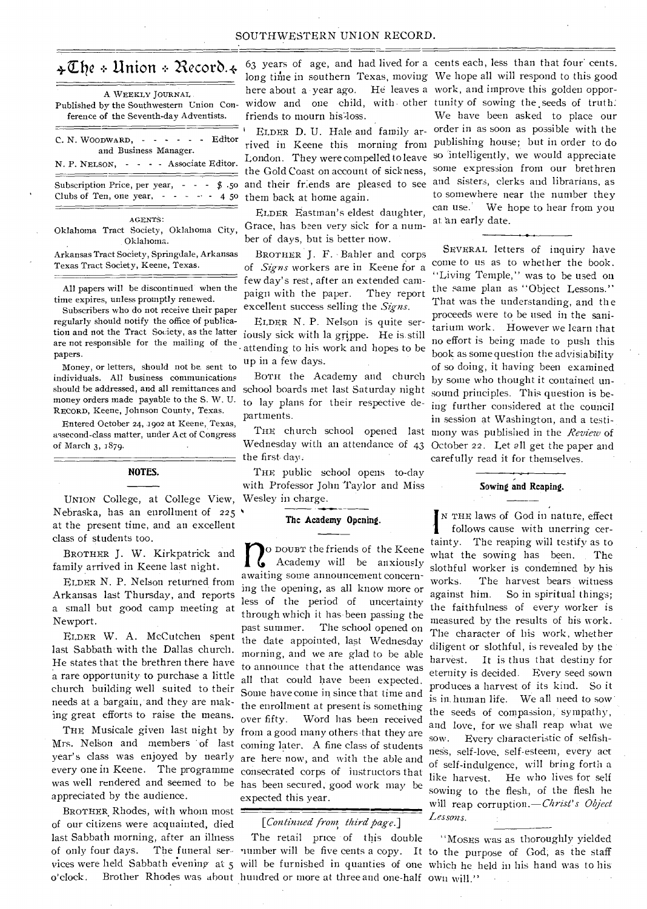# The Union Record.

A WEEKLY JOURNAL

Published by the Southwestern Union Conference of the Seventh-day Adventists.

C. N. WOODWARD, - - - - - - Editor and Business Manager.

N. P. NELSON, - - - - Associate Editor.

Subscription Price, per year, - - - $ .50
Clubs of Ten, one year, - - - - - 4 50

AGENTS:

Oklahoma Tract Society, Oklahoma City, Oklahoma.

Arkansas Tract Society, Springdale, Arkansas

Texas Tract Society, Keene, Texas.

All papers will be discontinued when the time expires, unless promptly renewed.

Subscribers who do not receive their paper regularly should notify the office of publication and not the Tract Society, as the latter are not responsible for the mailing of the papers.

Money, or letters, should not be sent to individuals. All business communications should be addressed, and all remittances and money orders made payable to the S. W. U. RECORD, Keene, Johnson County, Texas.

Entered October 24, 1902 at Keene, Texas, as second-class matter, under Act of Congress of March 3, 1879.

## NOTES.

UNION College, at College View, Nebraska, has an enrollment of 225 at the present time, and an excellent class of students too.

BROTHER J. W. Kirkpatrick and family arrived in Keene last night.

ELDER N. P. Nelson returned from Arkansas last Thursday, and reports a small but good camp meeting at Newport.

ELDER W. A. McCutchen spent last Sabbath with the Dallas church. He states that the brethren there have a rare opportunity to purchase a little church building well suited to their needs at a bargain, and they are making great efforts to raise the means.

THE Musicale given last night by Mrs. Nelson and members of last year's class was enjoyed by nearly every one in Keene. The programme was well rendered and seemed to be appreciated by the audience.

BROTHER Rhodes, with whom most of our citizens were acquainted, died last Sabbath morning, after an illness of only four days. The funeral services were held Sabbath evening at 5 o'clock. Brother Rhodes was about 63 years of age, and had lived for a long time in southern Texas, moving here about a year ago. He leaves a widow and one child, with other friends to mourn his loss.

ELDER D. U. Hale and family arrived in Keene this morning from London. They were compelled to leave the Gold Coast on account of sickness, and their friends are pleased to see them back at home again.

ELDER Eastman's eldest daughter, Grace, has been very sick for a number of days, but is better now.

BROTHER J. F. Bahler and corps of *Signs* workers are in Keene for a few day's rest, after an extended campaign with the paper. They report excellent success selling the *Signs*.

ELDER N. P. Nelson is quite seriously sick with la grippe. He is still attending to his work and hopes to be up in a few days.

BOTH the Academy and church school boards met last Saturday night to lay plans for their respective departments.

THE church school opened last Wednesday with an attendance of 43 the first day.

THE public school opens to-day with Professor John Taylor and Miss Wesley in charge.

## The Academy Opening.

NO DOUBT the friends of the Keene Academy will be anxiously awaiting some announcement concerning the opening, as all know more or less of the period of uncertainty through which it has been passing the past summer. The school opened on the date appointed, last Wednesday morning, and we are glad to be able to announce that the attendance was all that could have been expected. Some have come in since that time and the enrollment at present is something over fifty. Word has been received from a good many others that they are coming later. A fine class of students are here now, and with the able and consecrated corps of instructors that has been secured, good work may be expected this year.

*[Continued from third page.]*

The retail price of this double number will be five cents a copy. It will be furnished in quantities of one hundred or more at three and one-half cents each, less than that four cents. We hope all will respond to this good work, and improve this golden opportunity of sowing the seeds of truth. We have been asked to place our order in as soon as possible with the publishing house; but in order to do so intelligently, we would appreciate some expression from our brethren and sisters, clerks and librarians, as to somewhere near the number they can use. We hope to hear from you at an early date.

SEVERAL letters of inquiry have come to us as to whether the book. "Living Temple," was to be used on the same plan as "Object Lessons." That was the understanding, and the proceeds were to be used in the sanitarium work. However we learn that no effort is being made to push this book as some question the advisiability of so doing, it having been examined by some who thought it contained unsound principles. This question is being further considered at the council in session at Washington, and a testimony was published in the *Review* of October 22. Let all get the paper and carefully read it for themselves.

## Sowing and Reaping.

IN THE laws of God in nature, effect follows cause with unerring certainty. The reaping will testify as to what the sowing has been. The slothful worker is condemned by his works. The harvest bears witness against him. So in spiritual things; the faithfulness of every worker is measured by the results of his work. The character of his work, whether diligent or slothful, is revealed by the harvest. It is thus that destiny for eternity is decided. Every seed sown produces a harvest of its kind. So it is in human life. We all need to sow the seeds of compassion, sympathy, and love, for we shall reap what we sow. Every characteristic of selfishness, self-love, self-esteem, every act of self-indulgence, will bring forth a like harvest. He who lives for self sowing to the flesh, of the flesh he will reap corruption.—*Christ's Object Lessons.*

"MOSES was as thoroughly yielded to the purpose of God, as the staff which he held in his hand was to his own will."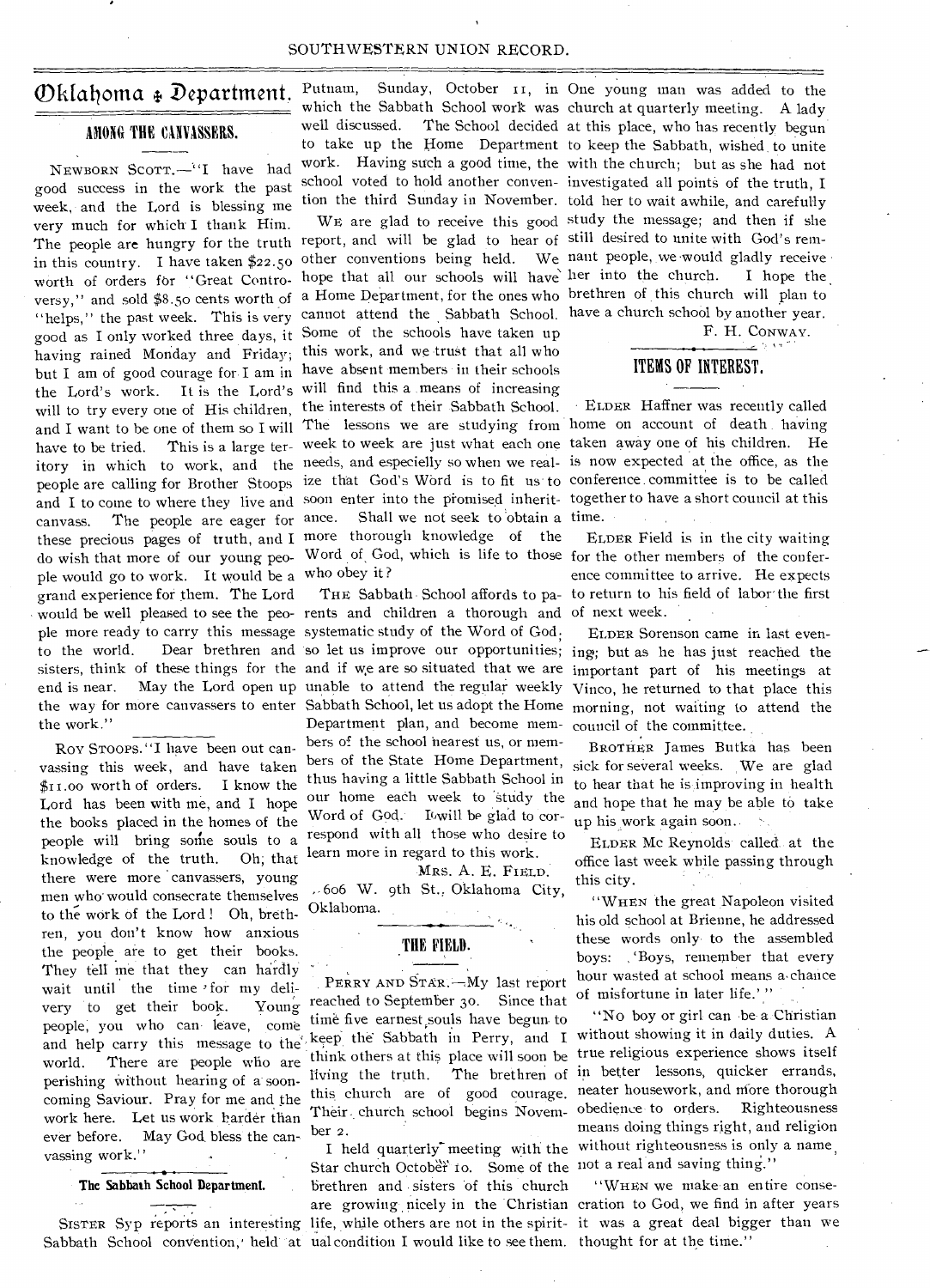# Oklahoma Department.

## AMONG THE CANVASSERS.

NEWBORN SCOTT.—"I have had good success in the work the past week, and the Lord is blessing me very much for which I thank Him. The people are hungry for the truth in this country. I have taken $22.50 worth of orders for "Great Controversy," and sold $8.50 cents worth of "helps," the past week. This is very good as I only worked three days, it having rained Monday and Friday; but I am of good courage for I am in the Lord's work. It is the Lord's will to try every one of His children, and I want to be one of them so I will have to be tried. This is a large territory in which to work, and the people are calling for Brother Stoops and I to come to where they live and canvass. The people are eager for these precious pages of truth, and I do wish that more of our young people would go to work. It would be a grand experience for them. The Lord would be well pleased to see the people more ready to carry this message to the world. Dear brethren and sisters, think of these things for the end is near. May the Lord open up the way for more canvassers to enter the work."

ROY STOOPS. "I have been out canvassing this week, and have taken $11.00 worth of orders. I know the Lord has been with me, and I hope the books placed in the homes of the people will bring some souls to a knowledge of the truth. Oh, that there were more canvassers, young men who would consecrate themselves to the work of the Lord! Oh, brethren, you don't know how anxious the people are to get their books. They tell me that they can hardly wait until the time for my delivery to get their book. Young people, you who can leave, come and help carry this message to the world. There are people who are perishing without hearing of a soon-coming Saviour. Pray for me and the work here. Let us work harder than ever before. May God bless the canvassing work."

### The Sabbath School Department.

SISTER Syp reports an interesting Sabbath School convention, held at Putnam, Sunday, October 11, in which the Sabbath School work was well discussed. The School decided to take up the Home Department work. Having such a good time, the school voted to hold another convention the third Sunday in November.

WE are glad to receive this good report, and will be glad to hear of other conventions being held. We hope that all our schools will have a Home Department, for the ones who cannot attend the Sabbath School. Some of the schools have taken up this work, and we trust that all who have absent members in their schools will find this a means of increasing the interests of their Sabbath School. The lessons we are studying from week to week are just what each one needs, and especially so when we realize that God's Word is to fit us to soon enter into the promised inheritance. Shall we not seek to obtain a more thorough knowledge of the Word of God, which is life to those who obey it?

THE Sabbath School affords to parents and children a thorough and systematic study of the Word of God; so let us improve our opportunities; and if we are so situated that we are unable to attend the regular weekly Sabbath School, let us adopt the Home Department plan, and become members of the school nearest us, or members of the State Home Department, thus having a little Sabbath School in our home each week to study the Word of God. It will be glad to correspond with all those who desire to learn more in regard to this work.

MRS. A. E. FIELD.

606 W. 9th St., Oklahoma City, Oklahoma.

## THE FIELD.

PERRY AND STAR.—My last report reached to September 30. Since that time five earnest souls have begun to keep the Sabbath in Perry, and I think others at this place will soon be living the truth. The brethren of this church are of good courage. Their church school begins November 2.

I held quarterly meeting with the Star church October 10. Some of the brethren and sisters of this church are growing nicely in the Christian life, while others are not in the spiritual condition I would like to see them. One young man was added to the church at quarterly meeting. A lady at this place, who has recently begun to keep the Sabbath, wished to unite with the church; but as she had not investigated all points of the truth, I told her to wait awhile, and carefully study the message; and then if she still desired to unite with God's remnant people, we would gladly receive her into the church. I hope the brethren of this church will plan to have a church school by another year.

F. H. CONWAY.

## ITEMS OF INTEREST.

ELDER Haffner was recently called home on account of death having taken away one of his children. He is now expected at the office, as the conference committee is to be called together to have a short council at this time.

ELDER Field is in the city waiting for the other members of the conference committee to arrive. He expects to return to his field of labor the first of next week.

ELDER Sorenson came in last evening; but as he has just reached the important part of his meetings at Vinco, he returned to that place this morning, not waiting to attend the council of the committee.

BROTHER James Butka has been sick for several weeks. We are glad to hear that he is improving in health and hope that he may be able to take up his work again soon.

ELDER Mc Reynolds called at the office last week while passing through this city.

"WHEN the great Napoleon visited his old school at Brienne, he addressed these words only to the assembled boys: 'Boys, remember that every hour wasted at school means a chance of misfortune in later life.'"

"NO boy or girl can be a Christian without showing it in daily duties. A true religious experience shows itself in better lessons, quicker errands, neater housework, and more thorough obedience to orders. Righteousness means doing things right, and religion without righteousness is only a name, not a real and saving thing."

"WHEN we make an entire consecration to God, we find in after years it was a great deal bigger than we thought for at the time."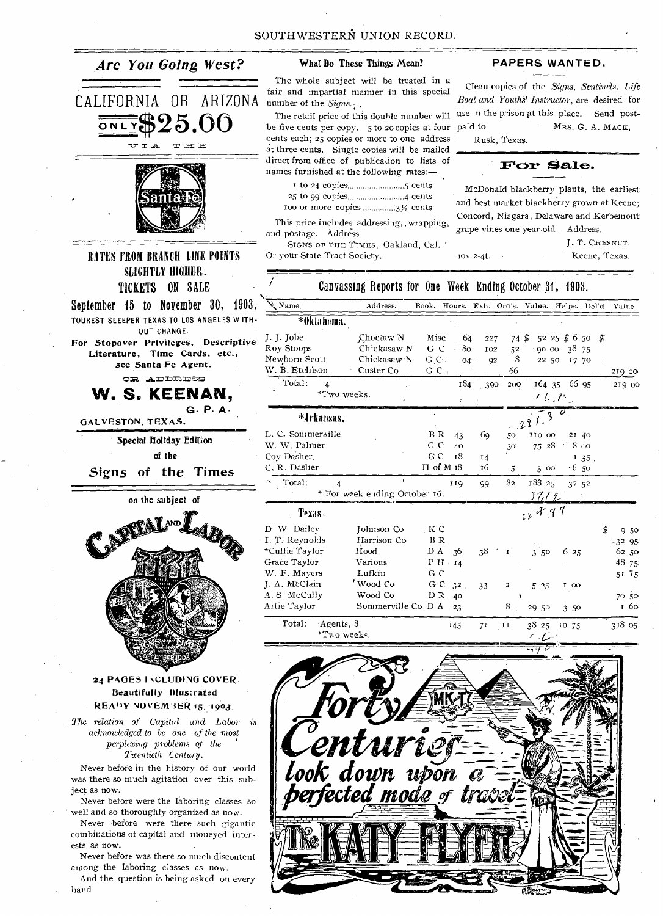## *Are You Going West?*

# CALIFORNIA OR ARIZONA

## ONLY $25.00

VIA THE

Santa Fe

**RATES FROM BRANCH LINE POINTS SLIGHTLY HIGHER.**

**TICKETS ON SALE**

**September 15 to November 30, 1903.**

TOUREST SLEEPER TEXAS TO LOS ANGELES WITHOUT CHANGE.

**For Stopover Privileges, Descriptive Literature, Time Cards, etc.,** see **Santa Fe Agent.**

OR ADDRESS

## W. S. KEENAN,

G. P. A.

GALVESTON, TEXAS.

---

**Special Holiday Edition**

**of the**

## *Signs of the Times*

**on the subject of**

CAPITAL AND LABOR

**24 PAGES INCLUDING COVER**

**Beautifully Illustrated**

**READY NOVEMBER 15, 1903.**

*The relation of Capital and Labor is acknowledged to be one of the most perplexing problems of the Twentieth Century.*

Never before in the history of our world was there so much agitation over this subject as now.

Never before were the laboring classes so well and so thoroughly organized as now.

Never before were there such gigantic combinations of capital and moneyed interests as now.

Never before was there so much discontent among the laboring classes as now.

And the question is being asked on every hand

### What Do These Things Mean?

The whole subject will be treated in a fair and impartial manner in this special number of the *Signs*.

The retail price of this double number will be five cents per copy. 5 to 20 copies at four cents each; 25 copies or more to one address at three cents. Single copies will be mailed direct from office of publication to lists of names furnished at the following rates:—

1 to 24 copies.........................5 cents
25 to 99 copies.........................4 cents
100 or more copies..............3½ cents

This price includes addressing, wrapping, and postage. Address

SIGNS OF THE TIMES, Oakland, Cal.
Or your State Tract Society.

### PAPERS WANTED.

Clean copies of the *Signs, Sentinels, Life Boat and Youths' Instructor*, are desired for use in the prison at this place. Send post-paid to MRS. G. A. MACK, Rusk, Texas.

### For Sale.

McDonald blackberry plants, the earliest and best market blackberry grown at Keene; Concord, Niagara, Delaware and Kerbemont grape vines one year old. Address,

J. T. CHESNUT.
nov 2-4t. Keene, Texas.

## Canvassing Reports for One Week Ending October 31, 1903.

| Name. | Address. | Book. | Hours. | Exh. | Ord's. | Value. | Helps. | Del'd. | Value. |
|---|---|---|---|---|---|---|---|---|---|
| ***Oklahoma.** | | | | | | | | | |
| J. J. Jobe | Choctaw N | Misc | 64 | 227 | 74 | $ 52 25 | $ 6 50 | $ | |
| Roy Stoops | Chickasaw N | G C | 80 | 102 | 52 | 90 00 | 38 75 | | |
| Newborn Scott | Chickasaw N | G C | 04 | 92 | 8 | 22 50 | 17 70 | | |
| W. B. Etchison | Custer Co | G C | | | 66 | | | | 219 00 |
| Total: 4 | | | 184 | 390 | 200 | 164 35 | 66 95 | | 219 00 |
| *Two weeks. | | | | | | | | | |
| ***Arkansas.** | | | | | | | | | |
| L. C. Sommerville | | B R | 43 | 69 | 50 | 110 00 | 21 40 | | |
| W. W. Palmer | | G C | 40 | | 30 | 75 28 | 8 00 | | |
| Coy Dasher | | G C | 18 | 14 | | | 1 35 | | |
| C. R. Dasher | | H of M | 18 | 16 | 5 | 3 00 | 6 50 | | |
| Total: 4 | | | 119 | 99 | 82 | 188 25 | 37 52 | | |
| * For week ending October 16. | | | | | | | | | |
| **Texas.** | | | | | | | | | |
| D W Dailey | Johnson Co | K C | | | | | | | $ 9 50 |
| I. T. Reynolds | Harrison Co | B R | | | | | | | 132 95 |
| *Cullie Taylor | Hood | D A | 36 | 38 | 1 | 3 50 | 6 25 | | 62 50 |
| Grace Taylor | Various | P H | 14 | | | | | | 48 75 |
| W. F. Mayers | Lufkin | G C | | | | | | | 51 75 |
| J. A. McClain | Wood Co | G C | 32 | 33 | 2 | 5 25 | 1 00 | | |
| A. S. McCully | Wood Co | D R | 40 | | | | | | 70 50 |
| Artie Taylor | Sommerville Co | D A | 23 | | 8 | 29 50 | 3 50 | | 1 60 |
| Total: Agents, 8 | | | 145 | 71 | 11 | 38 25 | 10 75 | | 318 05 |
| *Two weeks. | | | | | | | | | |

*Forty Centuries look down upon a perfected mode of travel*

THE MK&T

**The KATY FLYER**